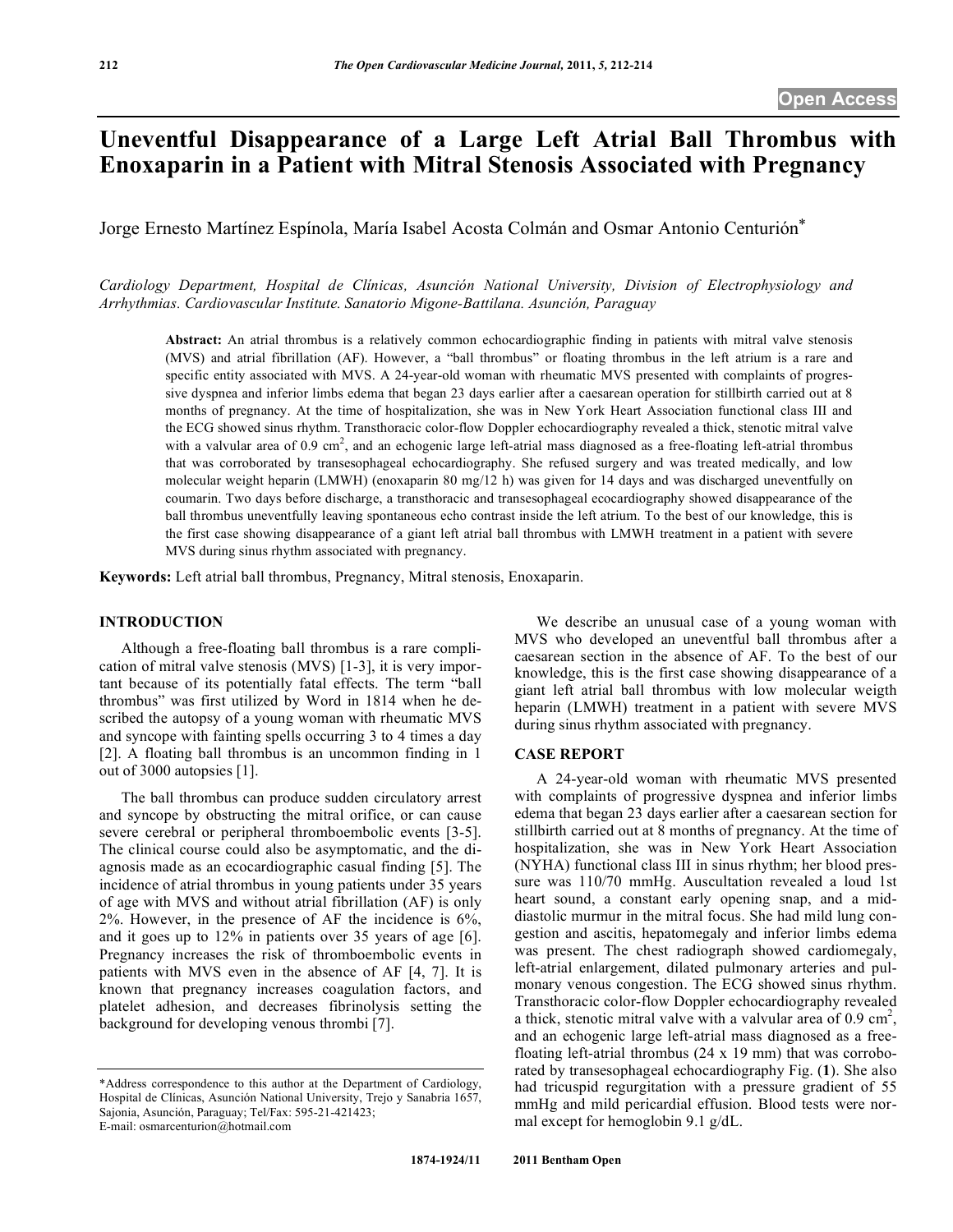# Uneventful Disappearance of a Large Left Atrial Ball Thrombus with Enoxaparin in a Patient with Mitral Stenosis Associated with Pregnancy

Jorge Ernesto Martínez Espínola, María Isabel Acosta Colmán and Osmar Antonio Centurión*

*Cardiology Department, Hospital de Clínicas, Asunción National University, Division of Electrophysiology and Arrhythmias. Cardiovascular Institute. Sanatorio Migone-Battilana. Asunción, Paraguay*

**Abstract:** An atrial thrombus is a relatively common echocardiographic finding in patients with mitral valve stenosis (MVS) and atrial fibrillation (AF). However, a "ball thrombus" or floating thrombus in the left atrium is a rare and specific entity associated with MVS. A 24-year-old woman with rheumatic MVS presented with complaints of progressive dyspnea and inferior limbs edema that began 23 days earlier after a caesarean operation for stillbirth carried out at 8 months of pregnancy. At the time of hospitalization, she was in New York Heart Association functional class III and the ECG showed sinus rhythm. Transthoracic color-flow Doppler echocardiography revealed a thick, stenotic mitral valve with a valvular area of 0.9 $cm^2$, and an echogenic large left-atrial mass diagnosed as a free-floating left-atrial thrombus that was corroborated by transesophageal echocardiography. She refused surgery and was treated medically, and low molecular weight heparin (LMWH) (enoxaparin 80 mg/12 h) was given for 14 days and was discharged uneventfully on coumarin. Two days before discharge, a transthoracic and transesophageal ecocardiography showed disappearance of the ball thrombus uneventfully leaving spontaneous echo contrast inside the left atrium. To the best of our knowledge, this is the first case showing disappearance of a giant left atrial ball thrombus with LMWH treatment in a patient with severe MVS during sinus rhythm associated with pregnancy.

**Keywords:** Left atrial ball thrombus, Pregnancy, Mitral stenosis, Enoxaparin.

## INTRODUCTION

Although a free-floating ball thrombus is a rare complication of mitral valve stenosis (MVS) [1-3], it is very important because of its potentially fatal effects. The term "ball thrombus" was first utilized by Word in 1814 when he described the autopsy of a young woman with rheumatic MVS and syncope with fainting spells occurring 3 to 4 times a day [2]. A floating ball thrombus is an uncommon finding in 1 out of 3000 autopsies [1].

The ball thrombus can produce sudden circulatory arrest and syncope by obstructing the mitral orifice, or can cause severe cerebral or peripheral thromboembolic events [3-5]. The clinical course could also be asymptomatic, and the diagnosis made as an ecocardiographic casual finding [5]. The incidence of atrial thrombus in young patients under 35 years of age with MVS and without atrial fibrillation (AF) is only 2%. However, in the presence of AF the incidence is 6%, and it goes up to 12% in patients over 35 years of age [6]. Pregnancy increases the risk of thromboembolic events in patients with MVS even in the absence of AF [4, 7]. It is known that pregnancy increases coagulation factors, and platelet adhesion, and decreases fibrinolysis setting the background for developing venous thrombi [7].

We describe an unusual case of a young woman with MVS who developed an uneventful ball thrombus after a caesarean section in the absence of AF. To the best of our knowledge, this is the first case showing disappearance of a giant left atrial ball thrombus with low molecular weigth heparin (LMWH) treatment in a patient with severe MVS during sinus rhythm associated with pregnancy.

## CASE REPORT

A 24-year-old woman with rheumatic MVS presented with complaints of progressive dyspnea and inferior limbs edema that began 23 days earlier after a caesarean section for stillbirth carried out at 8 months of pregnancy. At the time of hospitalization, she was in New York Heart Association (NYHA) functional class III in sinus rhythm; her blood pressure was 110/70 mmHg. Auscultation revealed a loud 1st heart sound, a constant early opening snap, and a mid-diastolic murmur in the mitral focus. She had mild lung congestion and ascitis, hepatomegaly and inferior limbs edema was present. The chest radiograph showed cardiomegaly, left-atrial enlargement, dilated pulmonary arteries and pulmonary venous congestion. The ECG showed sinus rhythm. Transthoracic color-flow Doppler echocardiography revealed a thick, stenotic mitral valve with a valvular area of 0.9 $cm^2$, and an echogenic large left-atrial mass diagnosed as a free-floating left-atrial thrombus (24 x 19 mm) that was corroborated by transesophageal echocardiography Fig. (**1**). She also had tricuspid regurgitation with a pressure gradient of 55 mmHg and mild pericardial effusion. Blood tests were normal except for hemoglobin 9.1 g/dL.

---

*Address correspondence to this author at the Department of Cardiology, Hospital de Clínicas, Asunción National University, Trejo y Sanabria 1657, Sajonia, Asunción, Paraguay; Tel/Fax: 595-21-421423; E-mail: osmarcenturion@hotmail.com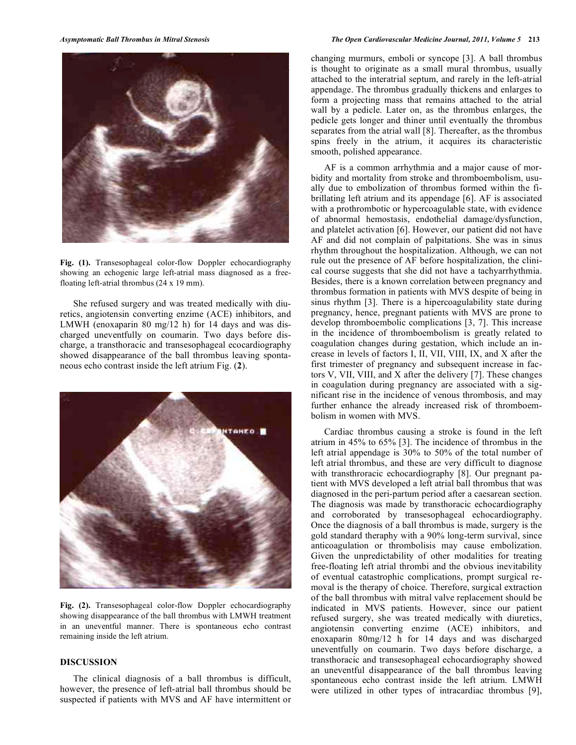Fig. (1). Transesophageal color-flow Doppler echocardiography showing an echogenic large left-atrial mass diagnosed as a free-floating left-atrial thrombus (24 x 19 mm).

She refused surgery and was treated medically with diuretics, angiotensin converting enzime (ACE) inhibitors, and LMWH (enoxaparin 80 mg/12 h) for 14 days and was discharged uneventfully on coumarin. Two days before discharge, a transthoracic and transesophageal ecocardiography showed disappearance of the ball thrombus leaving spontaneous echo contrast inside the left atrium Fig. (**2**).

Fig. (2). Transesophageal color-flow Doppler echocardiography showing disappearance of the ball thrombus with LMWH treatment in an uneventful manner. There is spontaneous echo contrast remaining inside the left atrium.

## DISCUSSION

The clinical diagnosis of a ball thrombus is difficult, however, the presence of left-atrial ball thrombus should be suspected if patients with MVS and AF have intermittent or changing murmurs, emboli or syncope [3]. A ball thrombus is thought to originate as a small mural thrombus, usually attached to the interatrial septum, and rarely in the left-atrial appendage. The thrombus gradually thickens and enlarges to form a projecting mass that remains attached to the atrial wall by a pedicle. Later on, as the thrombus enlarges, the pedicle gets longer and thiner until eventually the thrombus separates from the atrial wall [8]. Thereafter, as the thrombus spins freely in the atrium, it acquires its characteristic smooth, polished appearance.

AF is a common arrhythmia and a major cause of morbidity and mortality from stroke and thromboembolism, usually due to embolization of thrombus formed within the fibrillating left atrium and its appendage [6]. AF is associated with a prothrombotic or hypercoagulable state, with evidence of abnormal hemostasis, endothelial damage/dysfunction, and platelet activation [6]. However, our patient did not have AF and did not complain of palpitations. She was in sinus rhythm throughout the hospitalization. Although, we can not rule out the presence of AF before hospitalization, the clinical course suggests that she did not have a tachyarrhythmia. Besides, there is a known correlation between pregnancy and thrombus formation in patients with MVS despite of being in sinus rhythm [3]. There is a hypercoagulability state during pregnancy, hence, pregnant patients with MVS are prone to develop thromboembolic complications [3, 7]. This increase in the incidence of thromboembolism is greatly related to coagulation changes during gestation, which include an increase in levels of factors I, II, VII, VIII, IX, and X after the first trimester of pregnancy and subsequent increase in factors V, VII, VIII, and X after the delivery [7]. These changes in coagulation during pregnancy are associated with a significant rise in the incidence of venous thrombosis, and may further enhance the already increased risk of thromboembolism in women with MVS.

Cardiac thrombus causing a stroke is found in the left atrium in 45% to 65% [3]. The incidence of thrombus in the left atrial appendage is 30% to 50% of the total number of left atrial thrombus, and these are very difficult to diagnose with transthroracic echocardiography [8]. Our pregnant patient with MVS developed a left atrial ball thrombus that was diagnosed in the peri-partum period after a caesarean section. The diagnosis was made by transthoracic echocardiography and corroborated by transesophageal echocardiography. Once the diagnosis of a ball thrombus is made, surgery is the gold standard theraphy with a 90% long-term survival, since anticoagulation or thrombolisis may cause embolization. Given the unpredictability of other modalities for treating free-floating left atrial thrombi and the obvious inevitability of eventual catastrophic complications, prompt surgical removal is the therapy of choice. Therefore, surgical extraction of the ball thrombus with mitral valve replacement should be indicated in MVS patients. However, since our patient refused surgery, she was treated medically with diuretics, angiotensin converting enzyme (ACE) inhibitors, and enoxaparin 80mg/12 h for 14 days and was discharged uneventfully on coumarin. Two days before discharge, a transthoracic and transesophageal echocardiography showed an uneventful disappearance of the ball thrombus leaving spontaneous echo contrast inside the left atrium. LMWH were utilized in other types of intracardiac thrombus [9],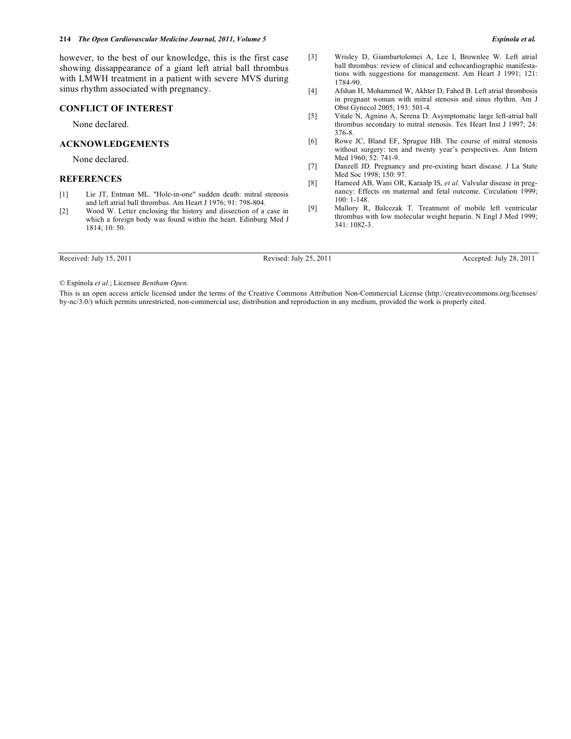however, to the best of our knowledge, this is the first case showing dissappearance of a giant left atrial ball thrombus with LMWH treatment in a patient with severe MVS during sinus rhythm associated with pregnancy.

## CONFLICT OF INTEREST

None declared.

## ACKNOWLEDGEMENTS

None declared.

## REFERENCES

[1] Lie JT, Entman ML. "Hole-in-one" sudden death: mitral stenosis and left atrial ball thrombus. Am Heart J 1976; 91: 798-804.

[2] Wood W. Letter enclosing the history and dissection of a case in which a foreign body was found within the heart. Edinburg Med J 1814; 10: 50.

[3] Wrisley D, Giambartolomei A, Lee I, Brownlee W. Left atrial ball thrombus: review of clinical and echocardiographic manifestations with suggestions for management. Am Heart J 1991; 121: 1784-90.

[4] Afshan H, Mohammed W, Akhter D, Fahed B. Left atrial thrombosis in pregnant woman with mitral stenosis and sinus rhythm. Am J Obst Gynecol 2005; 193: 501-4.

[5] Vitale N, Agnino A, Serena D. Asymptomatic large left-atrial ball thrombus secondary to mitral stenosis. Tex Heart Inst J 1997; 24: 376-8.

[6] Rowe JC, Bland EF, Sprague HB. The course of mitral stenosis without surgery: ten and twenty year's perspectives. Ann Intern Med 1960; 52: 741-9.

[7] Danzell JD. Pregnancy and pre-existing heart disease. J La State Med Soc 1998; 150: 97.

[8] Hameed AB, Wani OR, Karaalp IS, *et al*. Valvular disease in pregnancy: Effects on maternal and fetal outcome. Circulation 1999; 100: 1-148.

[9] Mallory R, Balcezak T. Treatment of mobile left ventricular thrombus with low molecular weight heparin. N Engl J Med 1999; 341: 1082-3.

Received: July 15, 2011 Revised: July 25, 2011 Accepted: July 28, 2011

© Espínola *et al*.; Licensee *Bentham Open.*

This is an open access article licensed under the terms of the Creative Commons Attribution Non-Commercial License (http://creativecommons.org/licenses/by-nc/3.0/) which permits unrestricted, non-commercial use, distribution and reproduction in any medium, provided the work is properly cited.